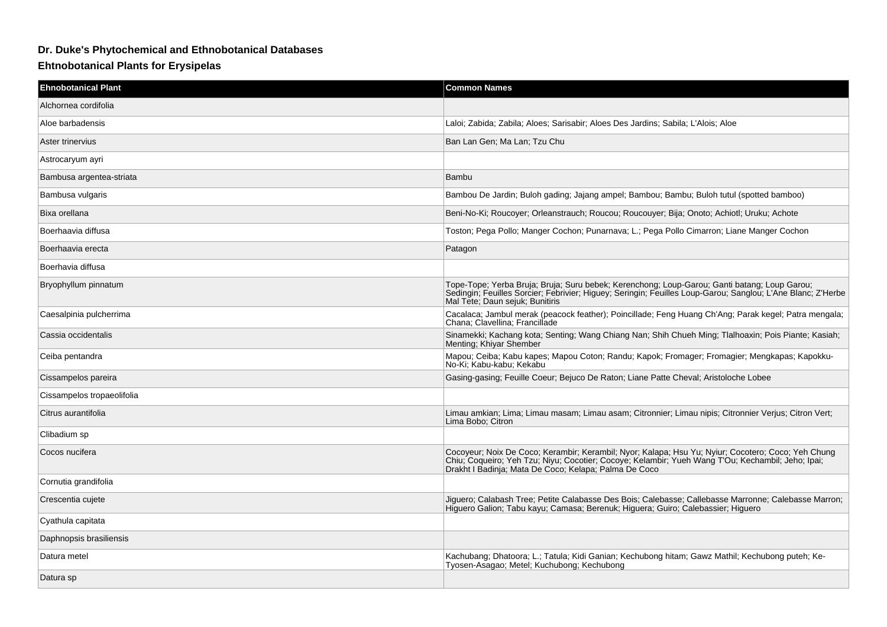# Dr. Duke's Phytochemical and Ethnobotanical Databases

## Ehtnobotanical Plants for Erysipelas

| Ehnobotanical Plant | Common Names |
|---|---|
| Alchornea cordifolia | |
| Aloe barbadensis | Laloi; Zabida; Zabila; Aloes; Sarisabir; Aloes Des Jardins; Sabila; L'Alois; Aloe |
| Aster trinervius | Ban Lan Gen; Ma Lan; Tzu Chu |
| Astrocaryum ayri | |
| Bambusa argentea-striata | Bambu |
| Bambusa vulgaris | Bambou De Jardin; Buloh gading; Jajang ampel; Bambou; Bambu; Buloh tutul (spotted bamboo) |
| Bixa orellana | Beni-No-Ki; Roucoyer; Orleanstrauch; Roucou; Roucouyer; Bija; Onoto; Achiotl; Uruku; Achote |
| Boerhaavia diffusa | Toston; Pega Pollo; Manger Cochon; Punarnava; L.; Pega Pollo Cimarron; Liane Manger Cochon |
| Boerhaavia erecta | Patagon |
| Boerhavia diffusa | |
| Bryophyllum pinnatum | Tope-Tope; Yerba Bruja; Bruja; Suru bebek; Kerenchong; Loup-Garou; Ganti batang; Loup Garou; Sedingin; Feuilles Sorcier; Febrivier; Higuey; Seringin; Feuilles Loup-Garou; Sanglou; L'Ane Blanc; Z'Herbe Mal Tete; Daun sejuk; Bunitiris |
| Caesalpinia pulcherrima | Cacalaca; Jambul merak (peacock feather); Poincillade; Feng Huang Ch'Ang; Parak kegel; Patra mengala; Chana; Clavellina; Francillade |
| Cassia occidentalis | Sinamekki; Kachang kota; Senting; Wang Chiang Nan; Shih Chueh Ming; Tlalhoaxin; Pois Piante; Kasiah; Menting; Khiyar Shember |
| Ceiba pentandra | Mapou; Ceiba; Kabu kapes; Mapou Coton; Randu; Kapok; Fromager; Fromagier; Mengkapas; Kapokku-No-Ki; Kabu-kabu; Kekabu |
| Cissampelos pareira | Gasing-gasing; Feuille Coeur; Bejuco De Raton; Liane Patte Cheval; Aristoloche Lobee |
| Cissampelos tropaeolifolia | |
| Citrus aurantifolia | Limau amkian; Lima; Limau masam; Limau asam; Citronnier; Limau nipis; Citronnier Verjus; Citron Vert; Lima Bobo; Citron |
| Clibadium sp | |
| Cocos nucifera | Cocoyeur; Noix De Coco; Kerambir; Kerambil; Nyor; Kalapa; Hsu Yu; Nyiur; Cocotero; Coco; Yeh Chung Chiu; Coqueiro; Yeh Tzu; Niyu; Cocotier; Cocoye; Kelambir; Yueh Wang T'Ou; Kechambil; Jeho; Ipai; Drakht I Badinja; Mata De Coco; Kelapa; Palma De Coco |
| Cornutia grandifolia | |
| Crescentia cujete | Jiguero; Calabash Tree; Petite Calabasse Des Bois; Calebasse; Callebasse Marronne; Calebasse Marron; Higuero Galion; Tabu kayu; Camasa; Berenuk; Higuera; Guiro; Calebassier; Higuero |
| Cyathula capitata | |
| Daphnopsis brasiliensis | |
| Datura metel | Kachubang; Dhatoora; L.; Tatula; Kidi Ganian; Kechubong hitam; Gawz Mathil; Kechubong puteh; Ke-Tyosen-Asagao; Metel; Kuchubong; Kechubong |
| Datura sp | |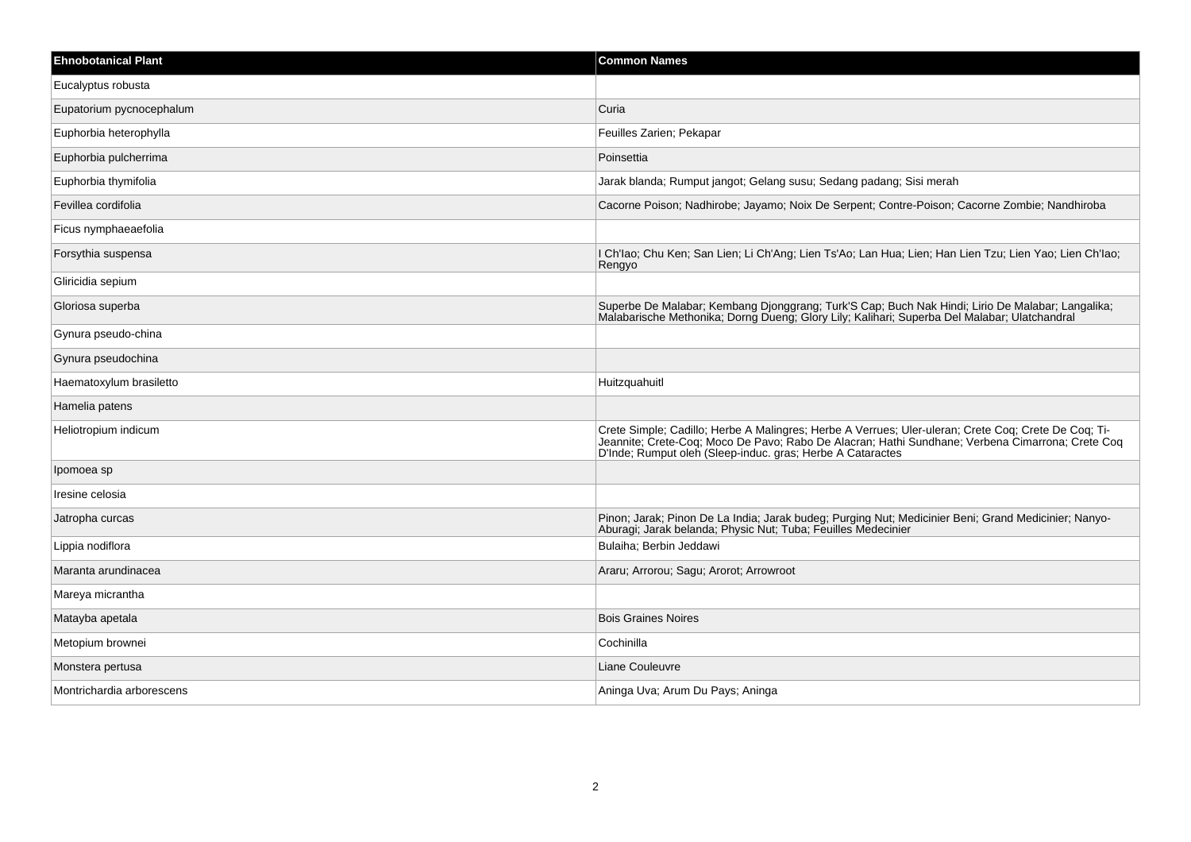| Ehnobotanical Plant | Common Names |
| --- | --- |
| Eucalyptus robusta | |
| Eupatorium pycnocephalum | Curia |
| Euphorbia heterophylla | Feuilles Zarien; Pekapar |
| Euphorbia pulcherrima | Poinsettia |
| Euphorbia thymifolia | Jarak blanda; Rumput jangot; Gelang susu; Sedang padang; Sisi merah |
| Fevillea cordifolia | Cacorne Poison; Nadhirobe; Jayamo; Noix De Serpent; Contre-Poison; Cacorne Zombie; Nandhiroba |
| Ficus nymphaeaefolia | |
| Forsythia suspensa | I Ch'Iao; Chu Ken; San Lien; Li Ch'Ang; Lien Ts'Ao; Lan Hua; Lien; Han Lien Tzu; Lien Yao; Lien Ch'Iao; Rengyo |
| Gliricidia sepium | |
| Gloriosa superba | Superbe De Malabar; Kembang Djonggrang; Turk'S Cap; Buch Nak Hindi; Lirio De Malabar; Langalika; Malabarische Methonika; Dorng Dueng; Glory Lily; Kalihari; Superba Del Malabar; Ulatchandral |
| Gynura pseudo-china | |
| Gynura pseudochina | |
| Haematoxylum brasiletto | Huitzquahuitl |
| Hamelia patens | |
| Heliotropium indicum | Crete Simple; Cadillo; Herbe A Malingres; Herbe A Verrues; Uler-uleran; Crete Coq; Crete De Coq; Ti-Jeannite; Crete-Coq; Moco De Pavo; Rabo De Alacran; Hathi Sundhane; Verbena Cimarrona; Crete Coq D'Inde; Rumput oleh (Sleep-induc. gras; Herbe A Cataractes |
| Ipomoea sp | |
| Iresine celosia | |
| Jatropha curcas | Pinon; Jarak; Pinon De La India; Jarak budeg; Purging Nut; Medicinier Beni; Grand Medicinier; Nanyo-Aburagi; Jarak belanda; Physic Nut; Tuba; Feuilles Medecinier |
| Lippia nodiflora | Bulaiha; Berbin Jeddawi |
| Maranta arundinacea | Araru; Arrorou; Sagu; Arorot; Arrowroot |
| Mareya micrantha | |
| Matayba apetala | Bois Graines Noires |
| Metopium brownei | Cochinilla |
| Monstera pertusa | Liane Couleuvre |
| Montrichardia arborescens | Aninga Uva; Arum Du Pays; Aninga |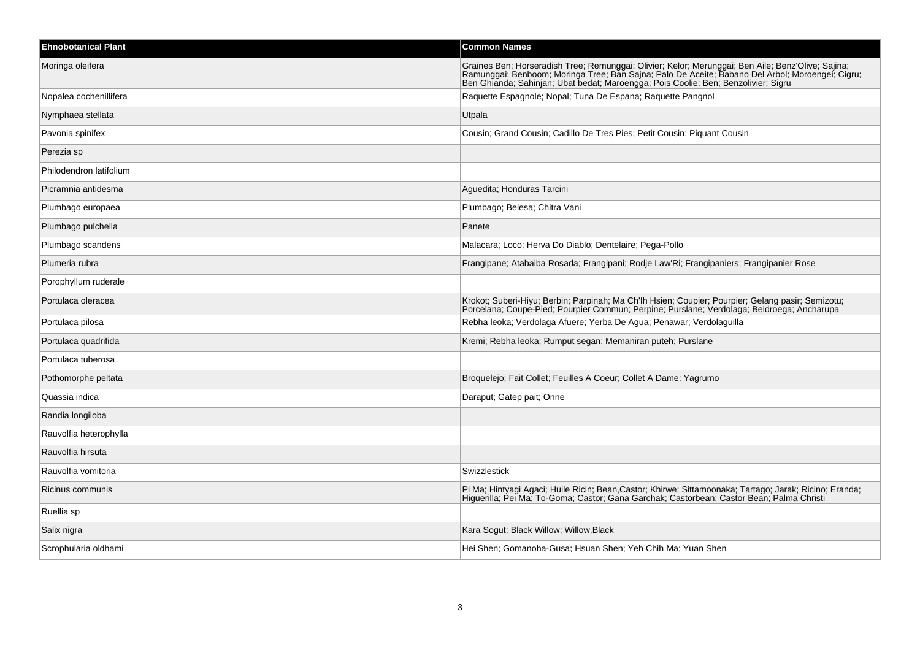| Ehnobotanical Plant | Common Names |
|---|---|
| Moringa oleifera | Graines Ben; Horseradish Tree; Remunggai; Olivier; Kelor; Merunggai; Ben Aile; Benz'Olive; Sajina; Ramunggai; Benboom; Moringa Tree; Ban Sajna; Palo De Aceite; Babano Del Arbol; Moroengei; Cigru; Ben Ghianda; Sahinjan; Ubat bedat; Maroengga; Pois Coolie; Ben; Benzolivier; Sigru |
| Nopalea cochenillifera | Raquette Espagnole; Nopal; Tuna De Espana; Raquette Pangnol |
| Nymphaea stellata | Utpala |
| Pavonia spinifex | Cousin; Grand Cousin; Cadillo De Tres Pies; Petit Cousin; Piquant Cousin |
| Perezia sp | |
| Philodendron latifolium | |
| Picramnia antidesma | Aguedita; Honduras Tarcini |
| Plumbago europaea | Plumbago; Belesa; Chitra Vani |
| Plumbago pulchella | Panete |
| Plumbago scandens | Malacara; Loco; Herva Do Diablo; Dentelaire; Pega-Pollo |
| Plumeria rubra | Frangipane; Atabaiba Rosada; Frangipani; Rodje Law'Ri; Frangipaniers; Frangipanier Rose |
| Porophyllum ruderale | |
| Portulaca oleracea | Krokot; Suberi-Hiyu; Berbin; Parpinah; Ma Ch'Ih Hsien; Coupier; Pourpier; Gelang pasir; Semizotu; Porcelana; Coupe-Pied; Pourpier Commun; Perpine; Purslane; Verdolaga; Beldroega; Ancharupa |
| Portulaca pilosa | Rebha leoka; Verdolaga Afuere; Yerba De Agua; Penawar; Verdolaguilla |
| Portulaca quadrifida | Kremi; Rebha leoka; Rumput segan; Memaniran puteh; Purslane |
| Portulaca tuberosa | |
| Pothomorphe peltata | Broquelejo; Fait Collet; Feuilles A Coeur; Collet A Dame; Yagrumo |
| Quassia indica | Daraput; Gatep pait; Onne |
| Randia longiloba | |
| Rauvolfia heterophylla | |
| Rauvolfia hirsuta | |
| Rauvolfia vomitoria | Swizzlestick |
| Ricinus communis | Pi Ma; Hintyagi Agaci; Huile Ricin; Bean,Castor; Khirwe; Sittamoonaka; Tartago; Jarak; Ricino; Eranda; Higuerilla; Pei Ma; To-Goma; Castor; Gana Garchak; Castorbean; Castor Bean; Palma Christi |
| Ruellia sp | |
| Salix nigra | Kara Sogut; Black Willow; Willow,Black |
| Scrophularia oldhami | Hei Shen; Gomanoha-Gusa; Hsuan Shen; Yeh Chih Ma; Yuan Shen |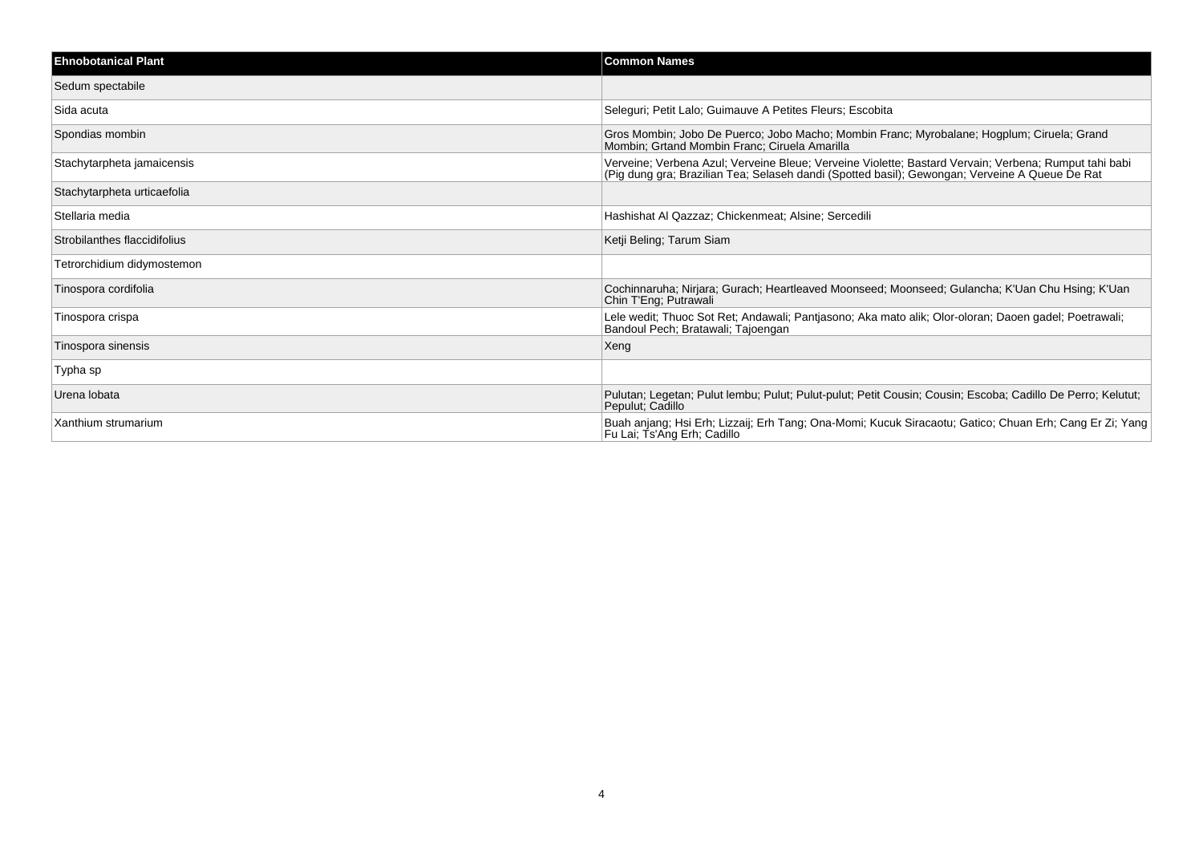| Ehnobotanical Plant | Common Names |
| --- | --- |
| Sedum spectabile | |
| Sida acuta | Seleguri; Petit Lalo; Guimauve A Petites Fleurs; Escobita |
| Spondias mombin | Gros Mombin; Jobo De Puerco; Jobo Macho; Mombin Franc; Myrobalane; Hogplum; Ciruela; Grand Mombin; Grtand Mombin Franc; Ciruela Amarilla |
| Stachytarpheta jamaicensis | Verveine; Verbena Azul; Verveine Bleue; Verveine Violette; Bastard Vervain; Verbena; Rumput tahi babi (Pig dung gra; Brazilian Tea; Selaseh dandi (Spotted basil); Gewongan; Verveine A Queue De Rat |
| Stachytarpheta urticaefolia | |
| Stellaria media | Hashishat Al Qazzaz; Chickenmeat; Alsine; Sercedili |
| Strobilanthes flaccidifolius | Ketji Beling; Tarum Siam |
| Tetrorchidium didymostemon | |
| Tinospora cordifolia | Cochinnaruha; Nirjara; Gurach; Heartleaved Moonseed; Moonseed; Gulancha; K'Uan Chu Hsing; K'Uan Chin T'Eng; Putrawali |
| Tinospora crispa | Lele wedit; Thuoc Sot Ret; Andawali; Pantjasono; Aka mato alik; Olor-oloran; Daoen gadel; Poetrawali; Bandoul Pech; Bratawali; Tajoengan |
| Tinospora sinensis | Xeng |
| Typha sp | |
| Urena lobata | Pulutan; Legetan; Pulut lembu; Pulut; Pulut-pulut; Petit Cousin; Cousin; Escoba; Cadillo De Perro; Kelutut; Pepulut; Cadillo |
| Xanthium strumarium | Buah anjang; Hsi Erh; Lizzaij; Erh Tang; Ona-Momi; Kucuk Siracaotu; Gatico; Chuan Erh; Cang Er Zi; Yang Fu Lai; Ts'Ang Erh; Cadillo |